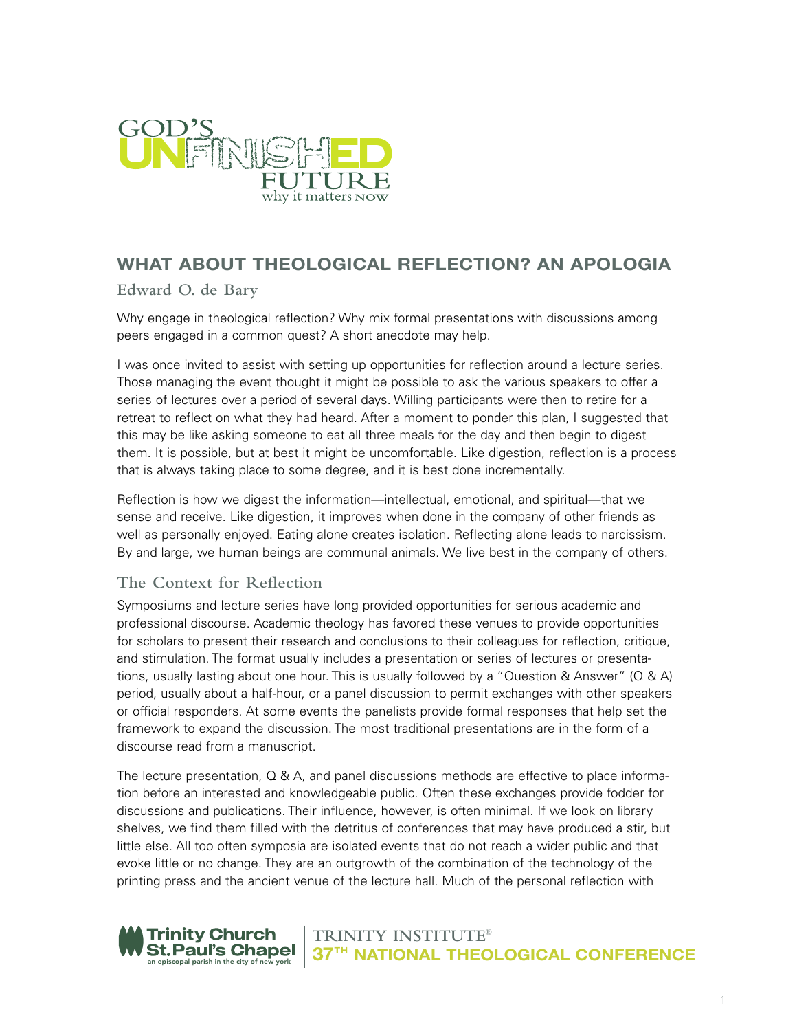GOD'S UNFINISHED FUTURE
why it matters NOW

# WHAT ABOUT THEOLOGICAL REFLECTION? AN APOLOGIA

Edward O. de Bary

Why engage in theological reflection? Why mix formal presentations with discussions among peers engaged in a common quest? A short anecdote may help.

I was once invited to assist with setting up opportunities for reflection around a lecture series. Those managing the event thought it might be possible to ask the various speakers to offer a series of lectures over a period of several days. Willing participants were then to retire for a retreat to reflect on what they had heard. After a moment to ponder this plan, I suggested that this may be like asking someone to eat all three meals for the day and then begin to digest them. It is possible, but at best it might be uncomfortable. Like digestion, reflection is a process that is always taking place to some degree, and it is best done incrementally.

Reflection is how we digest the information—intellectual, emotional, and spiritual—that we sense and receive. Like digestion, it improves when done in the company of other friends as well as personally enjoyed. Eating alone creates isolation. Reflecting alone leads to narcissism. By and large, we human beings are communal animals. We live best in the company of others.

## The Context for Reflection

Symposiums and lecture series have long provided opportunities for serious academic and professional discourse. Academic theology has favored these venues to provide opportunities for scholars to present their research and conclusions to their colleagues for reflection, critique, and stimulation. The format usually includes a presentation or series of lectures or presentations, usually lasting about one hour. This is usually followed by a "Question & Answer" (Q & A) period, usually about a half-hour, or a panel discussion to permit exchanges with other speakers or official responders. At some events the panelists provide formal responses that help set the framework to expand the discussion. The most traditional presentations are in the form of a discourse read from a manuscript.

The lecture presentation, Q & A, and panel discussions methods are effective to place information before an interested and knowledgeable public. Often these exchanges provide fodder for discussions and publications. Their influence, however, is often minimal. If we look on library shelves, we find them filled with the detritus of conferences that may have produced a stir, but little else. All too often symposia are isolated events that do not reach a wider public and that evoke little or no change. They are an outgrowth of the combination of the technology of the printing press and the ancient venue of the lecture hall. Much of the personal reflection with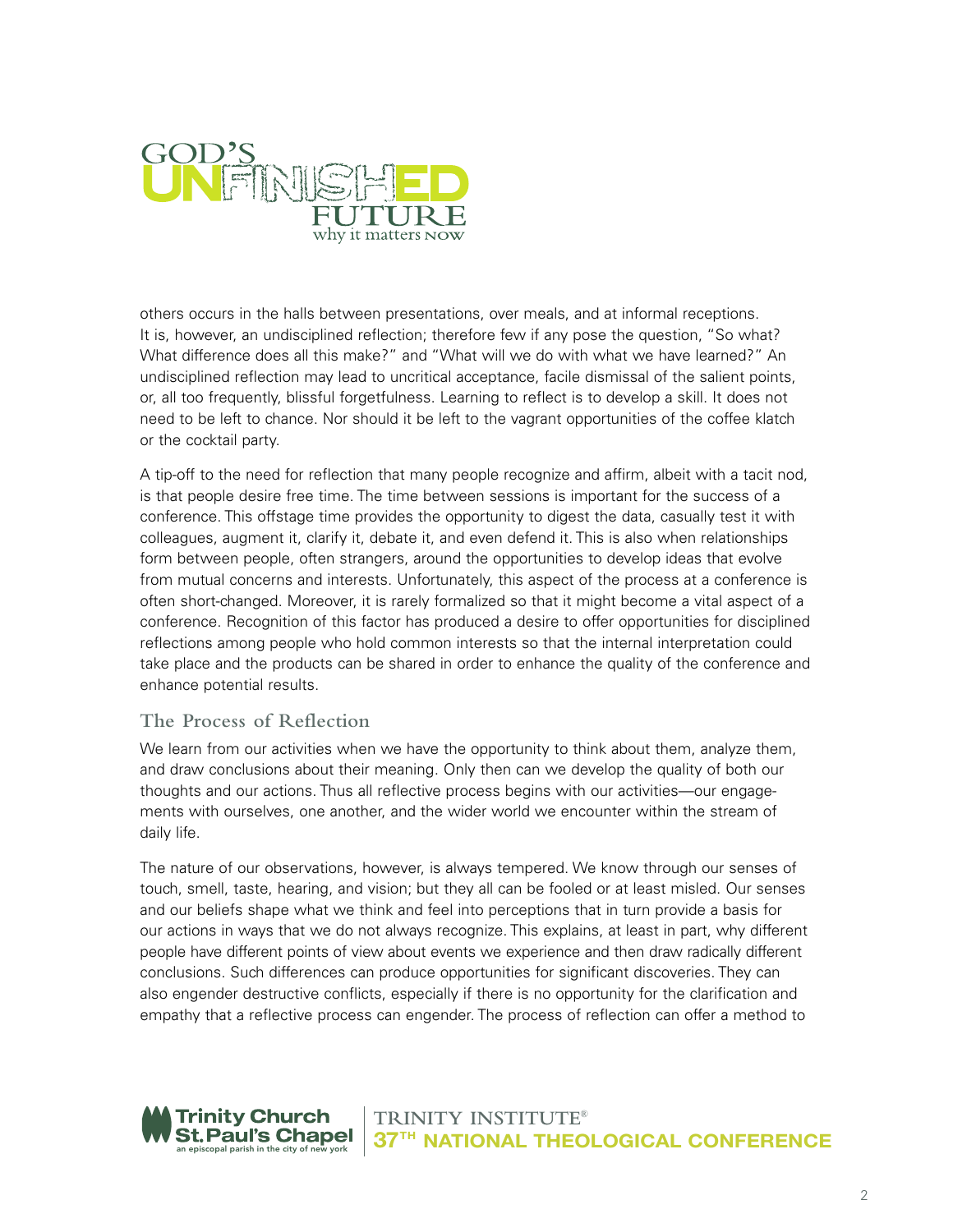others occurs in the halls between presentations, over meals, and at informal receptions. It is, however, an undisciplined reflection; therefore few if any pose the question, "So what? What difference does all this make?" and "What will we do with what we have learned?" An undisciplined reflection may lead to uncritical acceptance, facile dismissal of the salient points, or, all too frequently, blissful forgetfulness. Learning to reflect is to develop a skill. It does not need to be left to chance. Nor should it be left to the vagrant opportunities of the coffee klatch or the cocktail party.

A tip-off to the need for reflection that many people recognize and affirm, albeit with a tacit nod, is that people desire free time. The time between sessions is important for the success of a conference. This offstage time provides the opportunity to digest the data, casually test it with colleagues, augment it, clarify it, debate it, and even defend it. This is also when relationships form between people, often strangers, around the opportunities to develop ideas that evolve from mutual concerns and interests. Unfortunately, this aspect of the process at a conference is often short-changed. Moreover, it is rarely formalized so that it might become a vital aspect of a conference. Recognition of this factor has produced a desire to offer opportunities for disciplined reflections among people who hold common interests so that the internal interpretation could take place and the products can be shared in order to enhance the quality of the conference and enhance potential results.

## The Process of Reflection

We learn from our activities when we have the opportunity to think about them, analyze them, and draw conclusions about their meaning. Only then can we develop the quality of both our thoughts and our actions. Thus all reflective process begins with our activities—our engagements with ourselves, one another, and the wider world we encounter within the stream of daily life.

The nature of our observations, however, is always tempered. We know through our senses of touch, smell, taste, hearing, and vision; but they all can be fooled or at least misled. Our senses and our beliefs shape what we think and feel into perceptions that in turn provide a basis for our actions in ways that we do not always recognize. This explains, at least in part, why different people have different points of view about events we experience and then draw radically different conclusions. Such differences can produce opportunities for significant discoveries. They can also engender destructive conflicts, especially if there is no opportunity for the clarification and empathy that a reflective process can engender. The process of reflection can offer a method to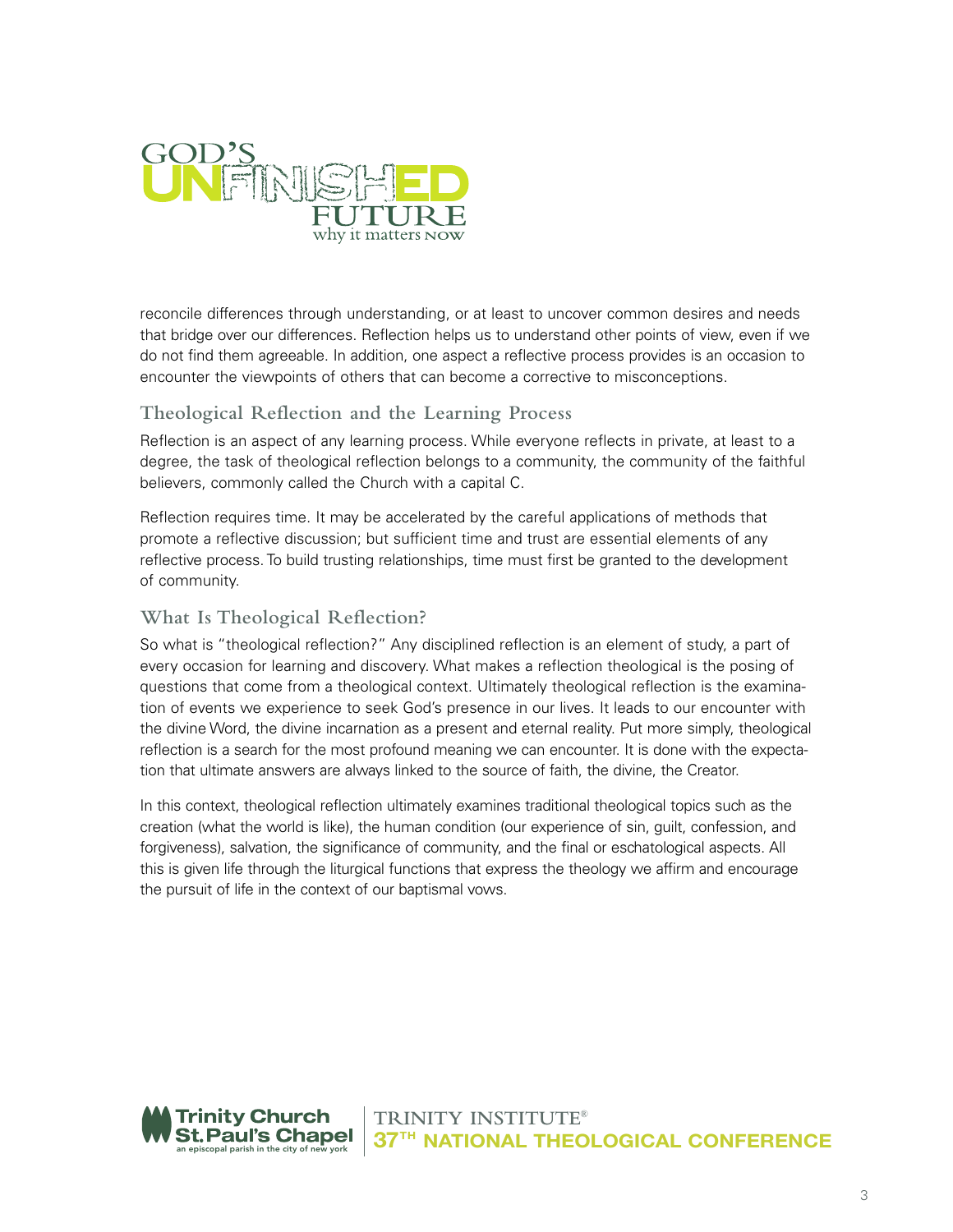reconcile differences through understanding, or at least to uncover common desires and needs that bridge over our differences. Reflection helps us to understand other points of view, even if we do not find them agreeable. In addition, one aspect a reflective process provides is an occasion to encounter the viewpoints of others that can become a corrective to misconceptions.

## Theological Reflection and the Learning Process

Reflection is an aspect of any learning process. While everyone reflects in private, at least to a degree, the task of theological reflection belongs to a community, the community of the faithful believers, commonly called the Church with a capital C.

Reflection requires time. It may be accelerated by the careful applications of methods that promote a reflective discussion; but sufficient time and trust are essential elements of any reflective process. To build trusting relationships, time must first be granted to the development of community.

## What Is Theological Reflection?

So what is "theological reflection?" Any disciplined reflection is an element of study, a part of every occasion for learning and discovery. What makes a reflection theological is the posing of questions that come from a theological context. Ultimately theological reflection is the examination of events we experience to seek God's presence in our lives. It leads to our encounter with the divine Word, the divine incarnation as a present and eternal reality. Put more simply, theological reflection is a search for the most profound meaning we can encounter. It is done with the expectation that ultimate answers are always linked to the source of faith, the divine, the Creator.

In this context, theological reflection ultimately examines traditional theological topics such as the creation (what the world is like), the human condition (our experience of sin, guilt, confession, and forgiveness), salvation, the significance of community, and the final or eschatological aspects. All this is given life through the liturgical functions that express the theology we affirm and encourage the pursuit of life in the context of our baptismal vows.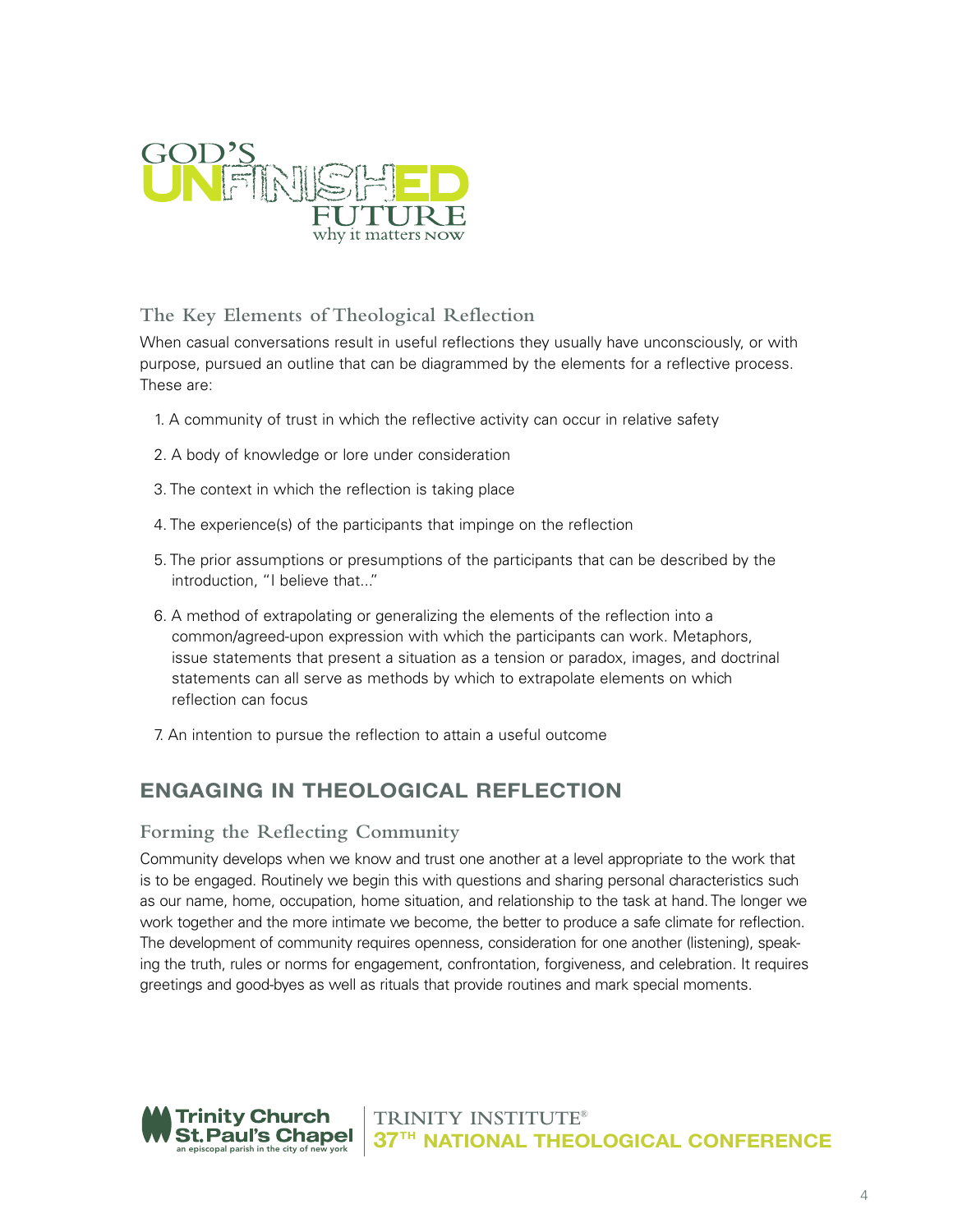## The Key Elements of Theological Reflection

When casual conversations result in useful reflections they usually have unconsciously, or with purpose, pursued an outline that can be diagrammed by the elements for a reflective process. These are:

1. A community of trust in which the reflective activity can occur in relative safety
2. A body of knowledge or lore under consideration
3. The context in which the reflection is taking place
4. The experience(s) of the participants that impinge on the reflection
5. The prior assumptions or presumptions of the participants that can be described by the introduction, "I believe that..."
6. A method of extrapolating or generalizing the elements of the reflection into a common/agreed-upon expression with which the participants can work. Metaphors, issue statements that present a situation as a tension or paradox, images, and doctrinal statements can all serve as methods by which to extrapolate elements on which reflection can focus
7. An intention to pursue the reflection to attain a useful outcome

# ENGAGING IN THEOLOGICAL REFLECTION

## Forming the Reflecting Community

Community develops when we know and trust one another at a level appropriate to the work that is to be engaged. Routinely we begin this with questions and sharing personal characteristics such as our name, home, occupation, home situation, and relationship to the task at hand. The longer we work together and the more intimate we become, the better to produce a safe climate for reflection. The development of community requires openness, consideration for one another (listening), speaking the truth, rules or norms for engagement, confrontation, forgiveness, and celebration. It requires greetings and good-byes as well as rituals that provide routines and mark special moments.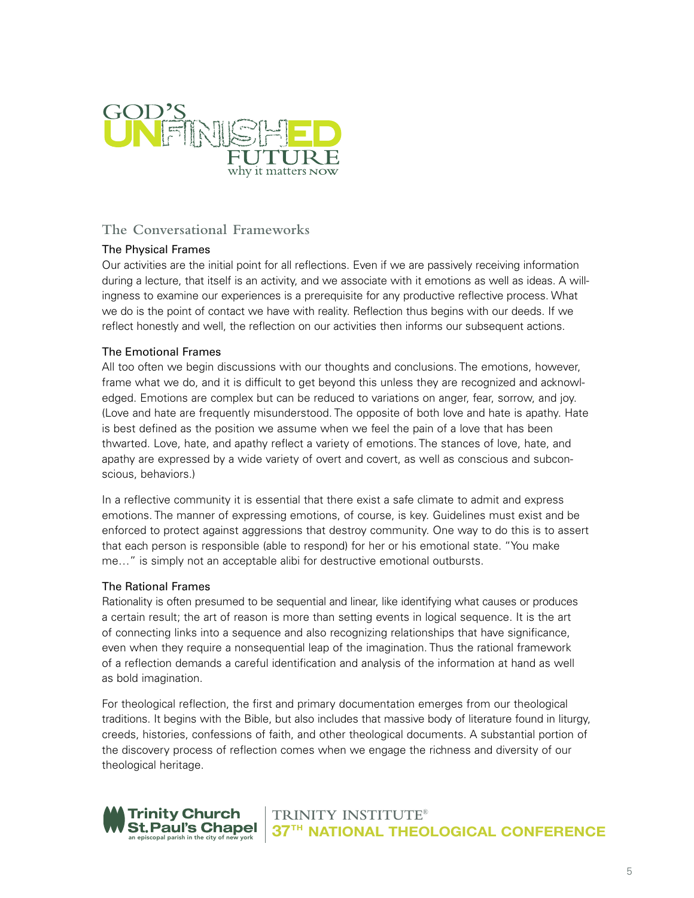## The Conversational Frameworks

### The Physical Frames

Our activities are the initial point for all reflections. Even if we are passively receiving information during a lecture, that itself is an activity, and we associate with it emotions as well as ideas. A willingness to examine our experiences is a prerequisite for any productive reflective process. What we do is the point of contact we have with reality. Reflection thus begins with our deeds. If we reflect honestly and well, the reflection on our activities then informs our subsequent actions.

### The Emotional Frames

All too often we begin discussions with our thoughts and conclusions. The emotions, however, frame what we do, and it is difficult to get beyond this unless they are recognized and acknowledged. Emotions are complex but can be reduced to variations on anger, fear, sorrow, and joy. (Love and hate are frequently misunderstood. The opposite of both love and hate is apathy. Hate is best defined as the position we assume when we feel the pain of a love that has been thwarted. Love, hate, and apathy reflect a variety of emotions. The stances of love, hate, and apathy are expressed by a wide variety of overt and covert, as well as conscious and subconscious, behaviors.)

In a reflective community it is essential that there exist a safe climate to admit and express emotions. The manner of expressing emotions, of course, is key. Guidelines must exist and be enforced to protect against aggressions that destroy community. One way to do this is to assert that each person is responsible (able to respond) for her or his emotional state. "You make me…" is simply not an acceptable alibi for destructive emotional outbursts.

### The Rational Frames

Rationality is often presumed to be sequential and linear, like identifying what causes or produces a certain result; the art of reason is more than setting events in logical sequence. It is the art of connecting links into a sequence and also recognizing relationships that have significance, even when they require a nonsequential leap of the imagination. Thus the rational framework of a reflection demands a careful identification and analysis of the information at hand as well as bold imagination.

For theological reflection, the first and primary documentation emerges from our theological traditions. It begins with the Bible, but also includes that massive body of literature found in liturgy, creeds, histories, confessions of faith, and other theological documents. A substantial portion of the discovery process of reflection comes when we engage the richness and diversity of our theological heritage.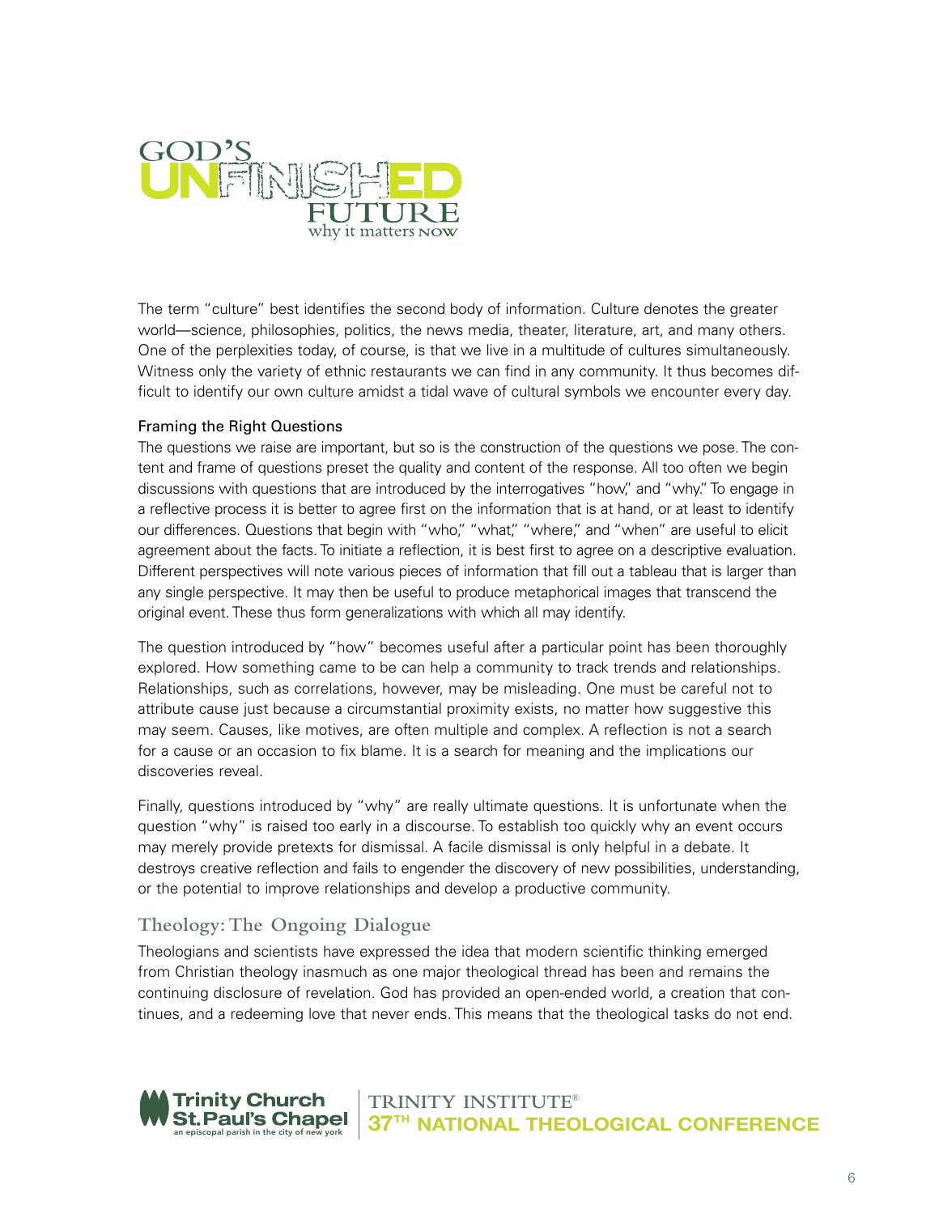The term "culture" best identifies the second body of information. Culture denotes the greater world—science, philosophies, politics, the news media, theater, literature, art, and many others. One of the perplexities today, of course, is that we live in a multitude of cultures simultaneously. Witness only the variety of ethnic restaurants we can find in any community. It thus becomes difficult to identify our own culture amidst a tidal wave of cultural symbols we encounter every day.

### Framing the Right Questions

The questions we raise are important, but so is the construction of the questions we pose. The content and frame of questions preset the quality and content of the response. All too often we begin discussions with questions that are introduced by the interrogatives "how," and "why." To engage in a reflective process it is better to agree first on the information that is at hand, or at least to identify our differences. Questions that begin with "who," "what," "where," and "when" are useful to elicit agreement about the facts. To initiate a reflection, it is best first to agree on a descriptive evaluation. Different perspectives will note various pieces of information that fill out a tableau that is larger than any single perspective. It may then be useful to produce metaphorical images that transcend the original event. These thus form generalizations with which all may identify.

The question introduced by "how" becomes useful after a particular point has been thoroughly explored. How something came to be can help a community to track trends and relationships. Relationships, such as correlations, however, may be misleading. One must be careful not to attribute cause just because a circumstantial proximity exists, no matter how suggestive this may seem. Causes, like motives, are often multiple and complex. A reflection is not a search for a cause or an occasion to fix blame. It is a search for meaning and the implications our discoveries reveal.

Finally, questions introduced by "why" are really ultimate questions. It is unfortunate when the question "why" is raised too early in a discourse. To establish too quickly why an event occurs may merely provide pretexts for dismissal. A facile dismissal is only helpful in a debate. It destroys creative reflection and fails to engender the discovery of new possibilities, understanding, or the potential to improve relationships and develop a productive community.

## Theology: The Ongoing Dialogue

Theologians and scientists have expressed the idea that modern scientific thinking emerged from Christian theology inasmuch as one major theological thread has been and remains the continuing disclosure of revelation. God has provided an open-ended world, a creation that continues, and a redeeming love that never ends. This means that the theological tasks do not end.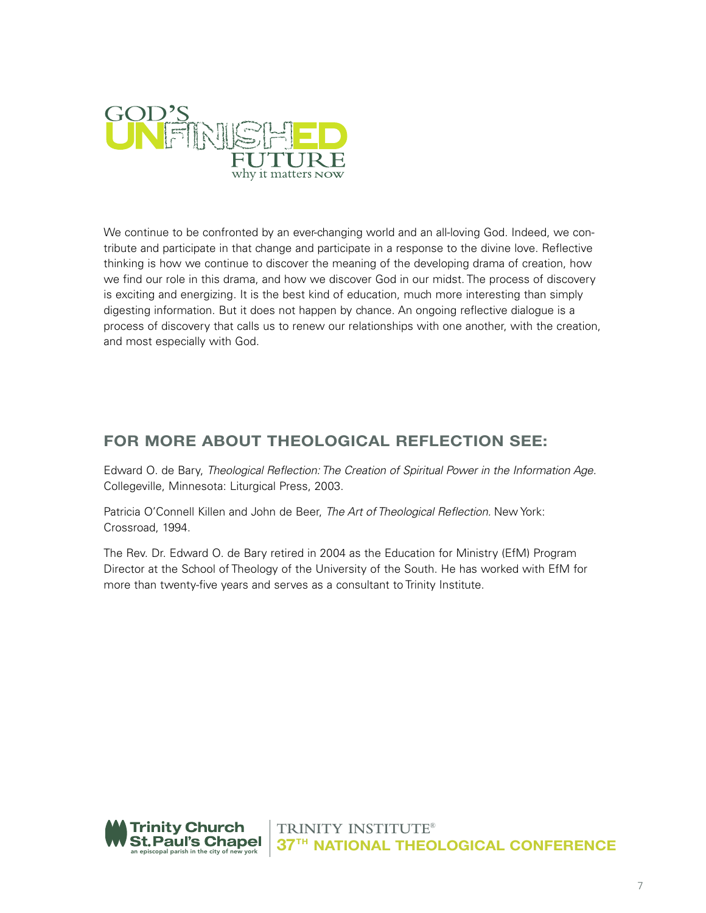We continue to be confronted by an ever-changing world and an all-loving God. Indeed, we contribute and participate in that change and participate in a response to the divine love. Reflective thinking is how we continue to discover the meaning of the developing drama of creation, how we find our role in this drama, and how we discover God in our midst. The process of discovery is exciting and energizing. It is the best kind of education, much more interesting than simply digesting information. But it does not happen by chance. An ongoing reflective dialogue is a process of discovery that calls us to renew our relationships with one another, with the creation, and most especially with God.

## FOR MORE ABOUT THEOLOGICAL REFLECTION SEE:

Edward O. de Bary, *Theological Reflection: The Creation of Spiritual Power in the Information Age*. Collegeville, Minnesota: Liturgical Press, 2003.

Patricia O'Connell Killen and John de Beer, *The Art of Theological Reflection*. New York: Crossroad, 1994.

The Rev. Dr. Edward O. de Bary retired in 2004 as the Education for Ministry (EfM) Program Director at the School of Theology of the University of the South. He has worked with EfM for more than twenty-five years and serves as a consultant to Trinity Institute.